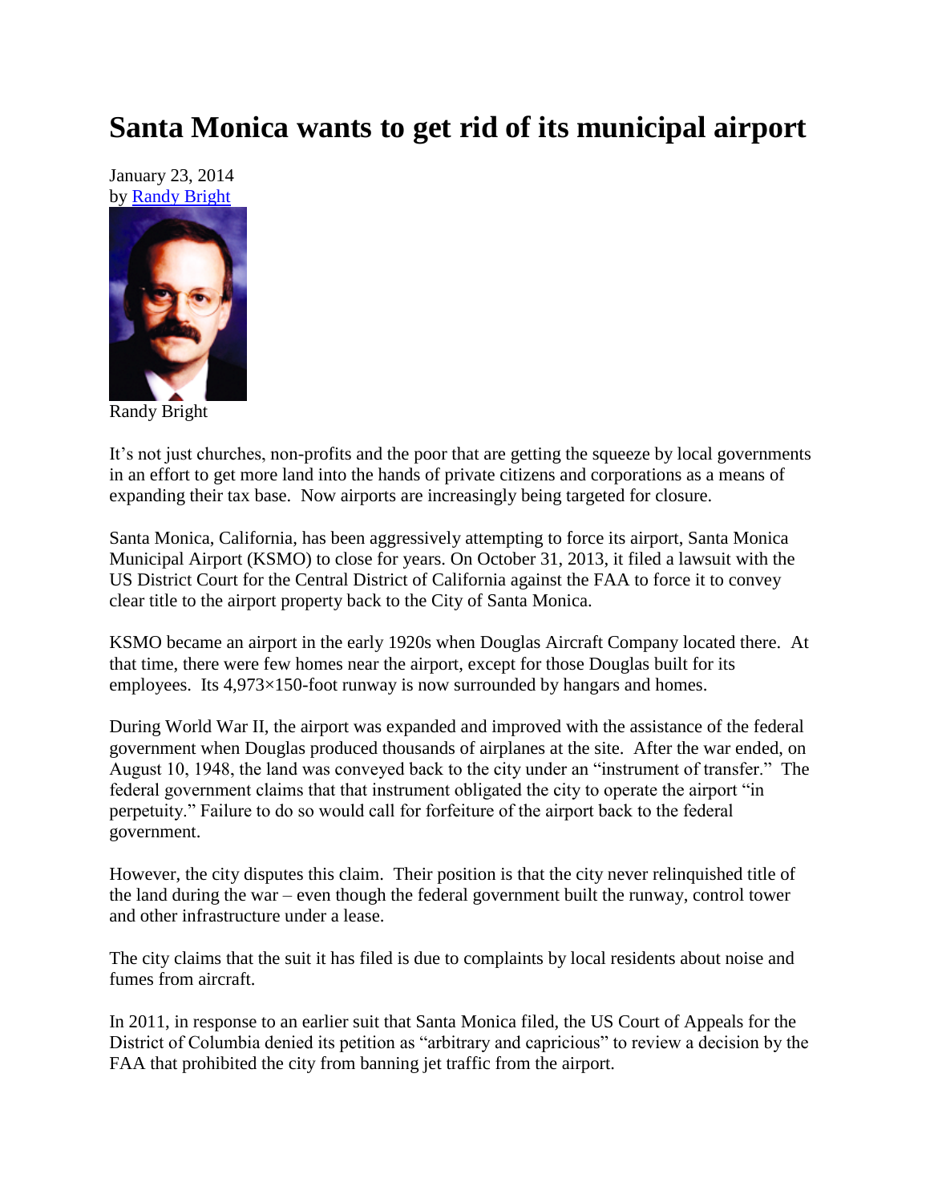# Santa Monica wants to get rid of its municipal airport

January 23, 2014
by Randy Bright

Randy Bright

It's not just churches, non-profits and the poor that are getting the squeeze by local governments in an effort to get more land into the hands of private citizens and corporations as a means of expanding their tax base. Now airports are increasingly being targeted for closure.

Santa Monica, California, has been aggressively attempting to force its airport, Santa Monica Municipal Airport (KSMO) to close for years. On October 31, 2013, it filed a lawsuit with the US District Court for the Central District of California against the FAA to force it to convey clear title to the airport property back to the City of Santa Monica.

KSMO became an airport in the early 1920s when Douglas Aircraft Company located there. At that time, there were few homes near the airport, except for those Douglas built for its employees. Its 4,973×150-foot runway is now surrounded by hangars and homes.

During World War II, the airport was expanded and improved with the assistance of the federal government when Douglas produced thousands of airplanes at the site. After the war ended, on August 10, 1948, the land was conveyed back to the city under an "instrument of transfer." The federal government claims that that instrument obligated the city to operate the airport "in perpetuity." Failure to do so would call for forfeiture of the airport back to the federal government.

However, the city disputes this claim. Their position is that the city never relinquished title of the land during the war – even though the federal government built the runway, control tower and other infrastructure under a lease.

The city claims that the suit it has filed is due to complaints by local residents about noise and fumes from aircraft.

In 2011, in response to an earlier suit that Santa Monica filed, the US Court of Appeals for the District of Columbia denied its petition as "arbitrary and capricious" to review a decision by the FAA that prohibited the city from banning jet traffic from the airport.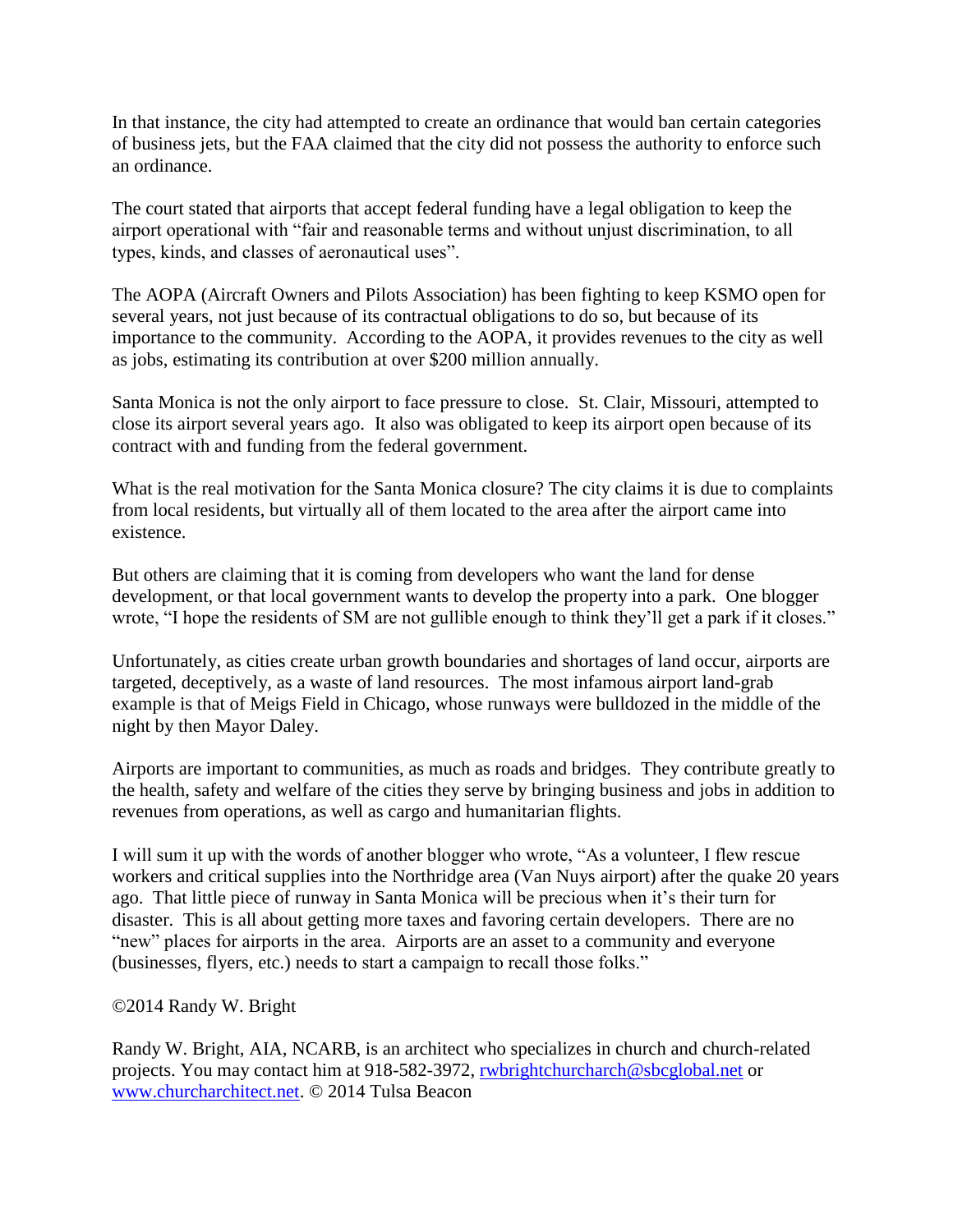In that instance, the city had attempted to create an ordinance that would ban certain categories of business jets, but the FAA claimed that the city did not possess the authority to enforce such an ordinance.

The court stated that airports that accept federal funding have a legal obligation to keep the airport operational with "fair and reasonable terms and without unjust discrimination, to all types, kinds, and classes of aeronautical uses".

The AOPA (Aircraft Owners and Pilots Association) has been fighting to keep KSMO open for several years, not just because of its contractual obligations to do so, but because of its importance to the community. According to the AOPA, it provides revenues to the city as well as jobs, estimating its contribution at over $200 million annually.

Santa Monica is not the only airport to face pressure to close. St. Clair, Missouri, attempted to close its airport several years ago. It also was obligated to keep its airport open because of its contract with and funding from the federal government.

What is the real motivation for the Santa Monica closure? The city claims it is due to complaints from local residents, but virtually all of them located to the area after the airport came into existence.

But others are claiming that it is coming from developers who want the land for dense development, or that local government wants to develop the property into a park. One blogger wrote, "I hope the residents of SM are not gullible enough to think they'll get a park if it closes."

Unfortunately, as cities create urban growth boundaries and shortages of land occur, airports are targeted, deceptively, as a waste of land resources. The most infamous airport land-grab example is that of Meigs Field in Chicago, whose runways were bulldozed in the middle of the night by then Mayor Daley.

Airports are important to communities, as much as roads and bridges. They contribute greatly to the health, safety and welfare of the cities they serve by bringing business and jobs in addition to revenues from operations, as well as cargo and humanitarian flights.

I will sum it up with the words of another blogger who wrote, "As a volunteer, I flew rescue workers and critical supplies into the Northridge area (Van Nuys airport) after the quake 20 years ago. That little piece of runway in Santa Monica will be precious when it's their turn for disaster. This is all about getting more taxes and favoring certain developers. There are no "new" places for airports in the area. Airports are an asset to a community and everyone (businesses, flyers, etc.) needs to start a campaign to recall those folks."

©2014 Randy W. Bright

Randy W. Bright, AIA, NCARB, is an architect who specializes in church and church-related projects. You may contact him at 918-582-3972, [rwbrightchurcharch@sbcglobal.net](mailto:rwbrightchurcharch@sbcglobal.net) or [www.churcharchitect.net](http://www.churcharchitect.net). © 2014 Tulsa Beacon